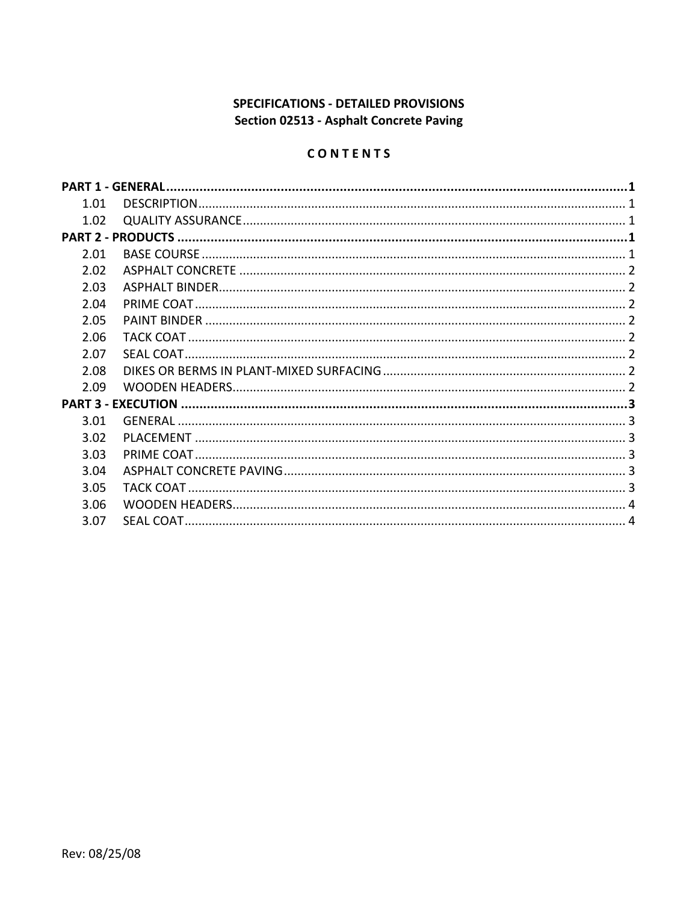**SPECIFICATIONS - DETAILED PROVISIONS**
**Section 02513 - Asphalt Concrete Paving**

**C O N T E N T S**

**PART 1 - GENERAL ........................................................................................................................... 1**
- 1.01 DESCRIPTION ........................................................................................................................... 1
- 1.02 QUALITY ASSURANCE .............................................................................................................. 1

**PART 2 - PRODUCTS ......................................................................................................................... 1**
- 2.01 BASE COURSE ........................................................................................................................... 1
- 2.02 ASPHALT CONCRETE ................................................................................................................ 2
- 2.03 ASPHALT BINDER ...................................................................................................................... 2
- 2.04 PRIME COAT ............................................................................................................................. 2
- 2.05 PAINT BINDER .......................................................................................................................... 2
- 2.06 TACK COAT ............................................................................................................................... 2
- 2.07 SEAL COAT ................................................................................................................................ 2
- 2.08 DIKES OR BERMS IN PLANT-MIXED SURFACING ...................................................................... 2
- 2.09 WOODEN HEADERS .................................................................................................................. 2

**PART 3 - EXECUTION ........................................................................................................................ 3**
- 3.01 GENERAL .................................................................................................................................. 3
- 3.02 PLACEMENT ............................................................................................................................. 3
- 3.03 PRIME COAT ............................................................................................................................. 3
- 3.04 ASPHALT CONCRETE PAVING ................................................................................................... 3
- 3.05 TACK COAT ............................................................................................................................... 3
- 3.06 WOODEN HEADERS .................................................................................................................. 4
- 3.07 SEAL COAT ................................................................................................................................ 4

Rev: 08/25/08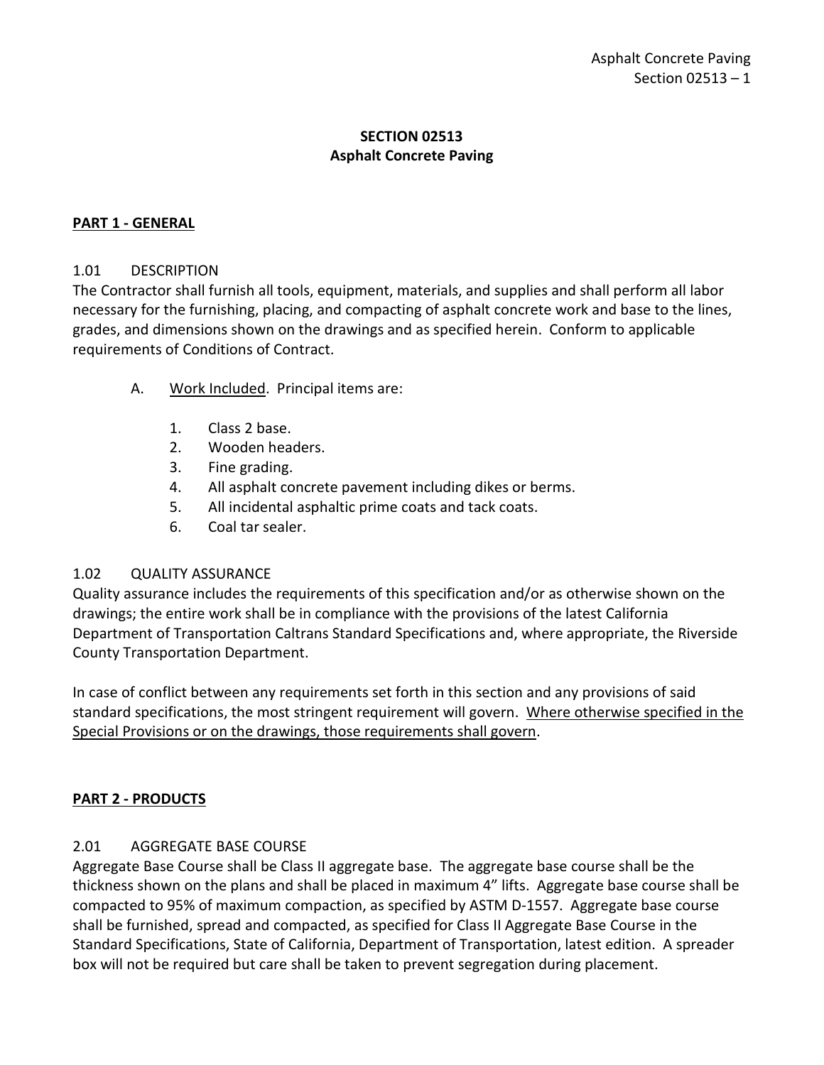# SECTION 02513
## Asphalt Concrete Paving

### PART 1 - GENERAL

1.01 DESCRIPTION

The Contractor shall furnish all tools, equipment, materials, and supplies and shall perform all labor necessary for the furnishing, placing, and compacting of asphalt concrete work and base to the lines, grades, and dimensions shown on the drawings and as specified herein. Conform to applicable requirements of Conditions of Contract.

A. <u>Work Included</u>. Principal items are:

1. Class 2 base.
2. Wooden headers.
3. Fine grading.
4. All asphalt concrete pavement including dikes or berms.
5. All incidental asphaltic prime coats and tack coats.
6. Coal tar sealer.

1.02 QUALITY ASSURANCE

Quality assurance includes the requirements of this specification and/or as otherwise shown on the drawings; the entire work shall be in compliance with the provisions of the latest California Department of Transportation Caltrans Standard Specifications and, where appropriate, the Riverside County Transportation Department.

In case of conflict between any requirements set forth in this section and any provisions of said standard specifications, the most stringent requirement will govern. <u>Where otherwise specified in the Special Provisions or on the drawings, those requirements shall govern</u>.

### PART 2 - PRODUCTS

2.01 AGGREGATE BASE COURSE

Aggregate Base Course shall be Class II aggregate base. The aggregate base course shall be the thickness shown on the plans and shall be placed in maximum 4" lifts. Aggregate base course shall be compacted to 95% of maximum compaction, as specified by ASTM D-1557. Aggregate base course shall be furnished, spread and compacted, as specified for Class II Aggregate Base Course in the Standard Specifications, State of California, Department of Transportation, latest edition. A spreader box will not be required but care shall be taken to prevent segregation during placement.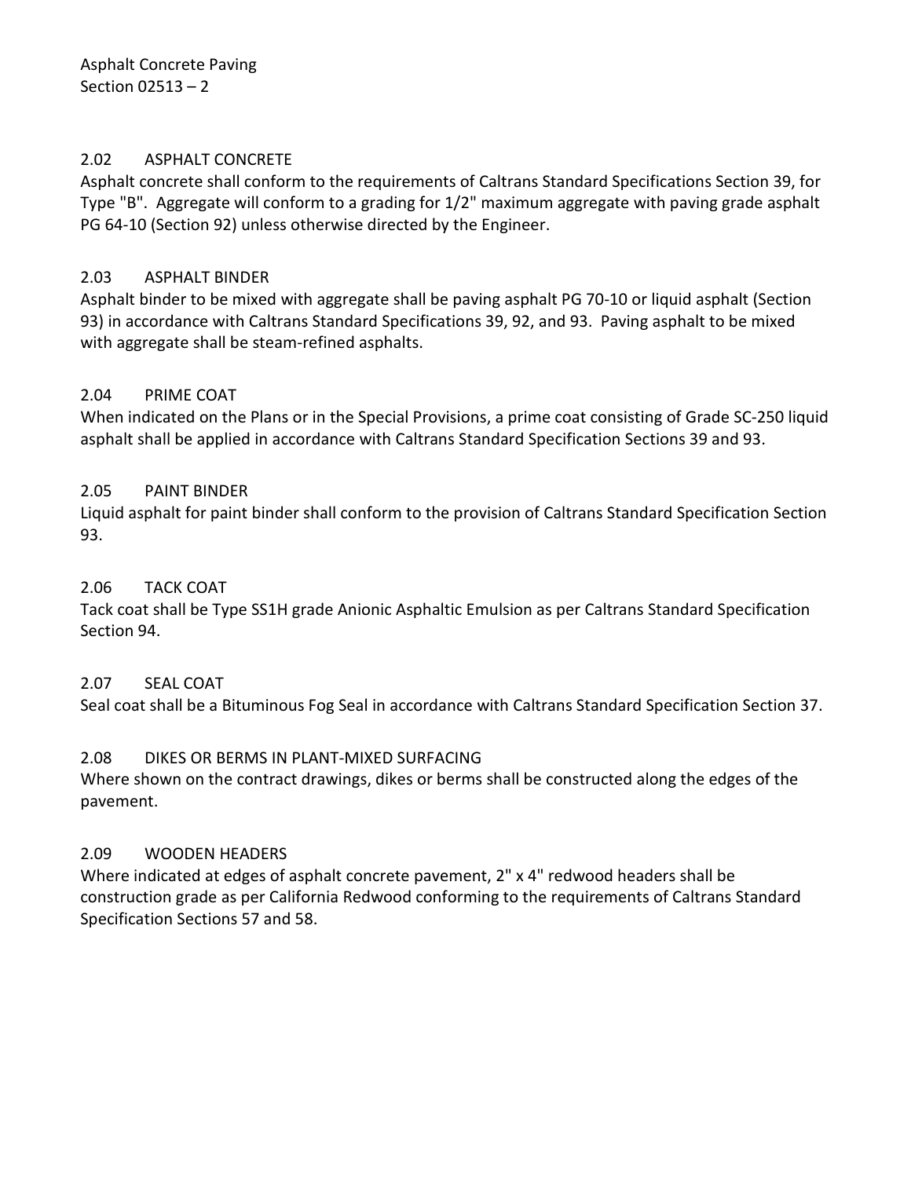## 2.02 ASPHALT CONCRETE

Asphalt concrete shall conform to the requirements of Caltrans Standard Specifications Section 39, for Type "B". Aggregate will conform to a grading for 1/2" maximum aggregate with paving grade asphalt PG 64-10 (Section 92) unless otherwise directed by the Engineer.

## 2.03 ASPHALT BINDER

Asphalt binder to be mixed with aggregate shall be paving asphalt PG 70-10 or liquid asphalt (Section 93) in accordance with Caltrans Standard Specifications 39, 92, and 93. Paving asphalt to be mixed with aggregate shall be steam-refined asphalts.

## 2.04 PRIME COAT

When indicated on the Plans or in the Special Provisions, a prime coat consisting of Grade SC-250 liquid asphalt shall be applied in accordance with Caltrans Standard Specification Sections 39 and 93.

## 2.05 PAINT BINDER

Liquid asphalt for paint binder shall conform to the provision of Caltrans Standard Specification Section 93.

## 2.06 TACK COAT

Tack coat shall be Type SS1H grade Anionic Asphaltic Emulsion as per Caltrans Standard Specification Section 94.

## 2.07 SEAL COAT

Seal coat shall be a Bituminous Fog Seal in accordance with Caltrans Standard Specification Section 37.

## 2.08 DIKES OR BERMS IN PLANT-MIXED SURFACING

Where shown on the contract drawings, dikes or berms shall be constructed along the edges of the pavement.

## 2.09 WOODEN HEADERS

Where indicated at edges of asphalt concrete pavement, 2" x 4" redwood headers shall be construction grade as per California Redwood conforming to the requirements of Caltrans Standard Specification Sections 57 and 58.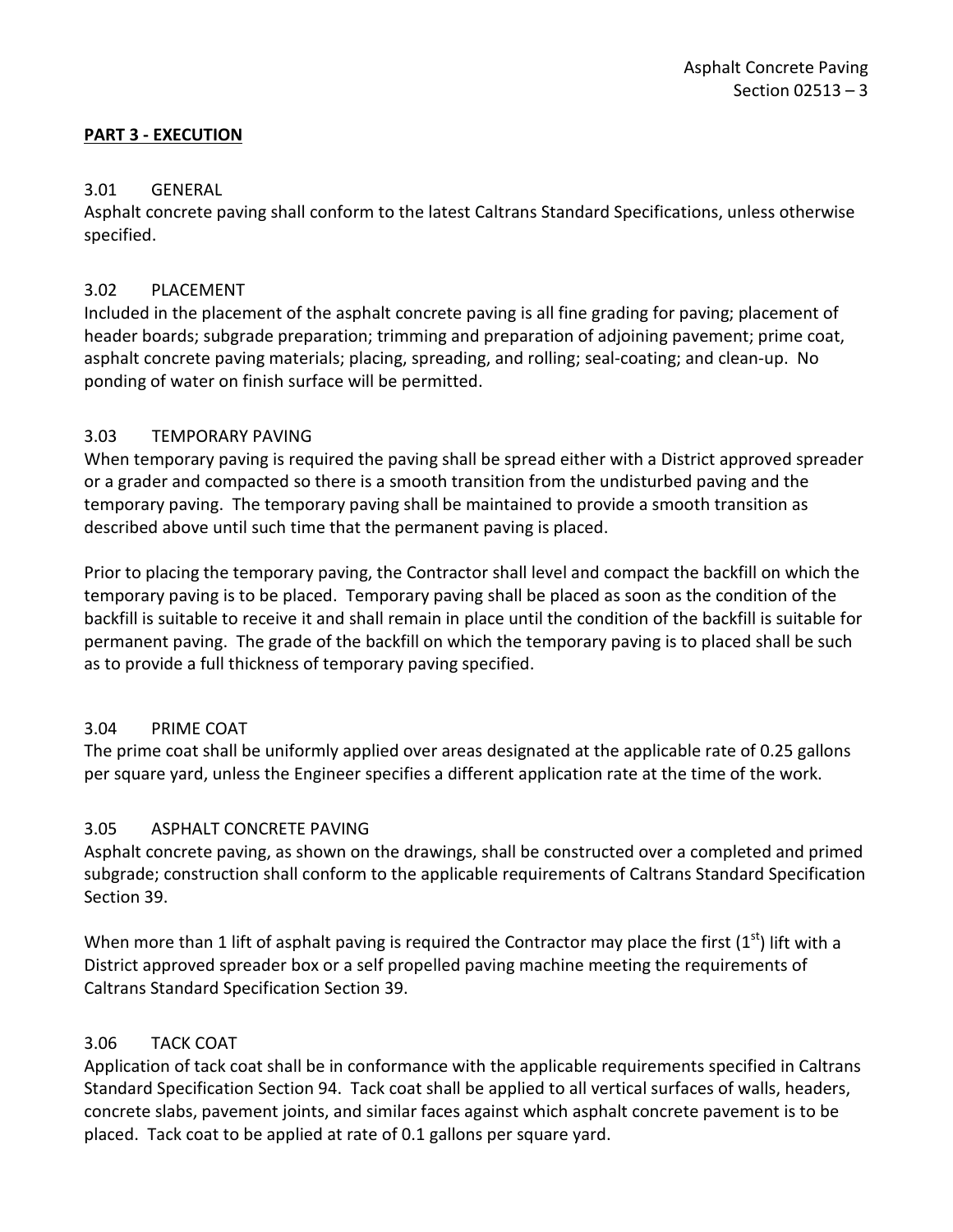**PART 3 - EXECUTION**

3.01 GENERAL

Asphalt concrete paving shall conform to the latest Caltrans Standard Specifications, unless otherwise specified.

3.02 PLACEMENT

Included in the placement of the asphalt concrete paving is all fine grading for paving; placement of header boards; subgrade preparation; trimming and preparation of adjoining pavement; prime coat, asphalt concrete paving materials; placing, spreading, and rolling; seal-coating; and clean-up. No ponding of water on finish surface will be permitted.

3.03 TEMPORARY PAVING

When temporary paving is required the paving shall be spread either with a District approved spreader or a grader and compacted so there is a smooth transition from the undisturbed paving and the temporary paving. The temporary paving shall be maintained to provide a smooth transition as described above until such time that the permanent paving is placed.

Prior to placing the temporary paving, the Contractor shall level and compact the backfill on which the temporary paving is to be placed. Temporary paving shall be placed as soon as the condition of the backfill is suitable to receive it and shall remain in place until the condition of the backfill is suitable for permanent paving. The grade of the backfill on which the temporary paving is to placed shall be such as to provide a full thickness of temporary paving specified.

3.04 PRIME COAT

The prime coat shall be uniformly applied over areas designated at the applicable rate of 0.25 gallons per square yard, unless the Engineer specifies a different application rate at the time of the work.

3.05 ASPHALT CONCRETE PAVING

Asphalt concrete paving, as shown on the drawings, shall be constructed over a completed and primed subgrade; construction shall conform to the applicable requirements of Caltrans Standard Specification Section 39.

When more than 1 lift of asphalt paving is required the Contractor may place the first (1st) lift with a District approved spreader box or a self propelled paving machine meeting the requirements of Caltrans Standard Specification Section 39.

3.06 TACK COAT

Application of tack coat shall be in conformance with the applicable requirements specified in Caltrans Standard Specification Section 94. Tack coat shall be applied to all vertical surfaces of walls, headers, concrete slabs, pavement joints, and similar faces against which asphalt concrete pavement is to be placed. Tack coat to be applied at rate of 0.1 gallons per square yard.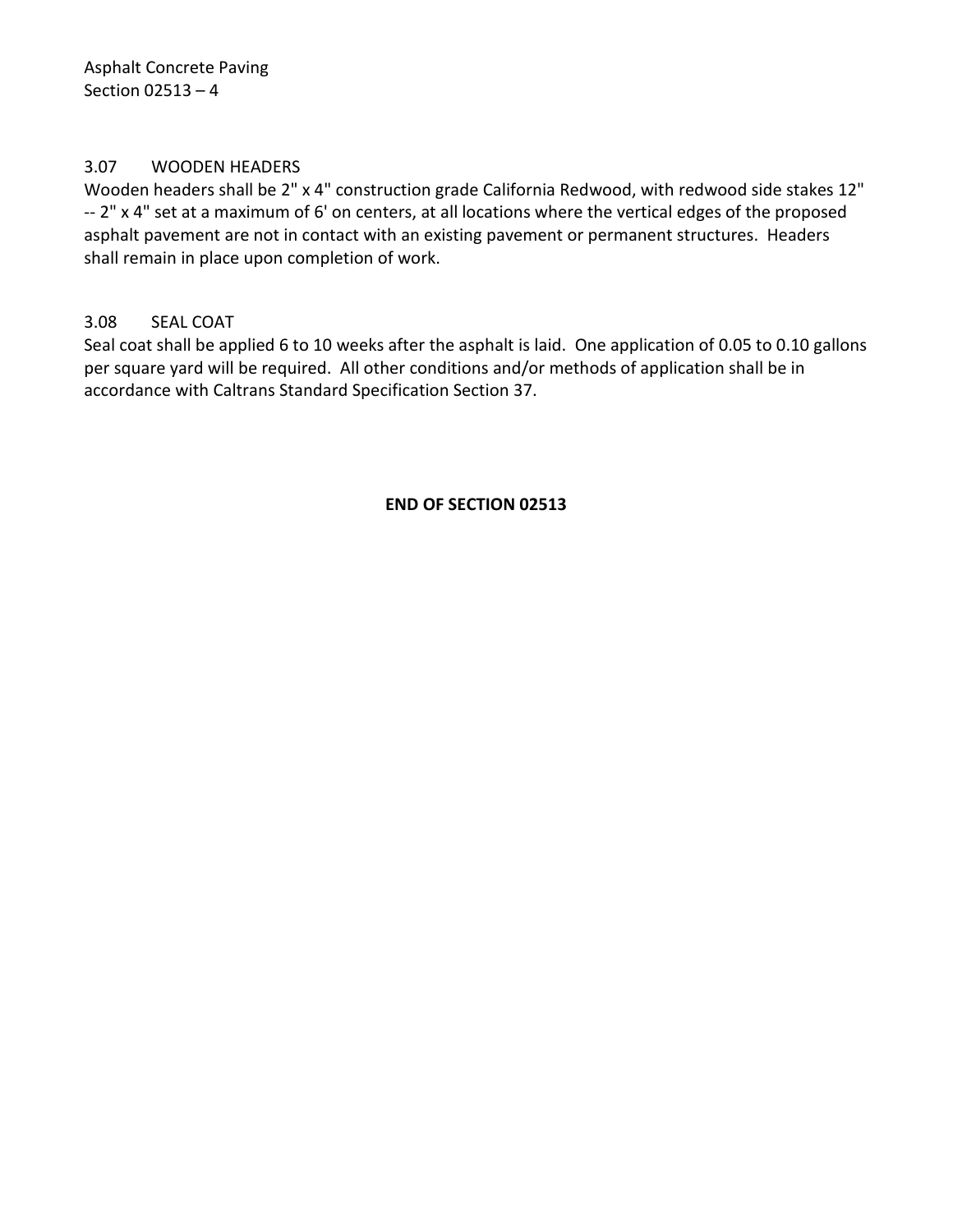### 3.07 WOODEN HEADERS

Wooden headers shall be 2" x 4" construction grade California Redwood, with redwood side stakes 12" -- 2" x 4" set at a maximum of 6' on centers, at all locations where the vertical edges of the proposed asphalt pavement are not in contact with an existing pavement or permanent structures. Headers shall remain in place upon completion of work.

### 3.08 SEAL COAT

Seal coat shall be applied 6 to 10 weeks after the asphalt is laid. One application of 0.05 to 0.10 gallons per square yard will be required. All other conditions and/or methods of application shall be in accordance with Caltrans Standard Specification Section 37.

**END OF SECTION 02513**